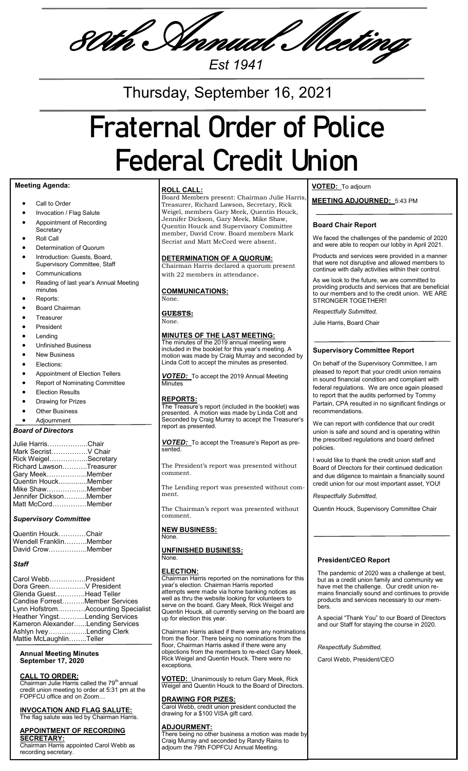# 80th Annual Meeting

*Est 1941*

## Thursday, September 16, 2021

# Fraternal Order of Police Federal Credit Union

### Meeting Agenda:

- Call to Order
- Invocation / Flag Salute
- Appointment of Recording Secretary
- Roll Call
- Determination of Quorum
- Introduction: Guests, Board, Supervisory Committee, Staff
- Communications
- Reading of last year's Annual Meeting minutes
- Reports:
- Board Chairman
- Treasurer
- President
- Lending
- Unfinished Business
- New Business
- Elections:
- Appointment of Election Tellers
- Report of Nominating Committee
- Election Results
- Drawing for Prizes
- Other Business
- Adjournment

### *Board of Directors*

Julie Harris……………...Chair
Mark Secrist……………V Chair
Rick Weigel……………..Secretary
Richard Lawson………..Treasurer
Gary Meek……………...Member
Quentin Houck...............Member
Mike Shaw……………...Member
Jennifer Dickson……….Member
Matt McCord……………Member

### *Supervisory Committee*

Quentin Houck…………Chair
Wendell Franklin……….Member
David Crow……………..Member

### *Staff*

Carol Webb……………..President
Dora Green……………..V President
Glenda Guest…………..Head Teller
Candise Forrest……….Member Services
Lynn Hofstrom…………Accounting Specialist
Heather Yingst………...Lending Services
Kameron Alexander…...Lending Services
Ashlyn Ivey……………..Lending Clerk
Mattie McLaughlin……..Teller

### Annual Meeting Minutes September 17, 2020

**CALL TO ORDER:**
Chairman Julie Harris called the 79th annual credit union meeting to order at 5:31 pm at the FOPFCU office and on Zoom…

**INVOCATION AND FLAG SALUTE:**
The flag salute was led by Chairman Harris.

**APPOINTMENT OF RECORDING SECRETARY:**
Chairman Harris appointed Carol Webb as recording secretary.

**ROLL CALL:**
Board Members present: Chairman Julie Harris, Treasurer, Richard Lawson, Secretary, Rick Weigel, members Gary Meek, Quentin Houck, Jennifer Dickson, Gary Meek, Mike Shaw, Quentin Houck and Supervisory Committee member, David Crow. Board members Mark Secrist and Matt McCord were absent.

**DETERMINATION OF A QUORUM:**
Chairman Harris declared a quorum present with 22 members in attendance.

**COMMUNICATIONS:**
None.

**GUESTS:**
None.

**MINUTES OF THE LAST MEETING:**
The minutes of the 2019 annual meeting were included in the booklet for this year's meeting. A motion was made by Craig Murray and seconded by Linda Cott to accept the minutes as presented.

***VOTED:*** To accept the 2019 Annual Meeting Minutes

**REPORTS:**
The Treasure's report (included in the booklet) was presented. A motion was made by Linda Cott and Seconded by Craig Murray to accept the Treasurer's report as presented.

***VOTED:*** To accept the Treasure's Report as presented.

The President's report was presented without comment.

The Lending report was presented without comment.

The Chairman's report was presented without comment.

**NEW BUSINESS:**
None.

**UNFINISHED BUSINESS:**
None.

**ELECTION:**
Chairman Harris reported on the nominations for this year's election. Chairman Harris reported attempts were made via home banking notices as well as thru the website looking for volunteers to serve on the board. Gary Meek, Rick Weigel and Quentin Houck, all currently serving on the board are up for election this year.

Chairman Harris asked if there were any nominations from the floor. There being no nominations from the floor, Chairman Harris asked if there were any objections from the members to re-elect Gary Meek, Rick Weigel and Quentin Houck. There were no exceptions.

**VOTED:** Unanimously to return Gary Meek, Rick Weigel and Quentin Houck to the Board of Directors.

**DRAWING FOR PIZES:**
Carol Webb, credit union president conducted the drawing for a $100 VISA gift card.

**ADJOURMENT:**
There being no other business a motion was made by Craig Murray and seconded by Randy Rains to adjourn the 79th FOPFCU Annual Meeting.

**VOTED:** To adjourn

**MEETING ADJOURNED:** 5:43 PM

### Board Chair Report

We faced the challenges of the pandemic of 2020 and were able to reopen our lobby in April 2021.

Products and services were provided in a manner that were not disruptive and allowed members to continue with daily activities within their control.

As we look to the future, we are committed to providing products and services that are beneficial to our members and to the credit union. WE ARE STRONGER TOGETHER!!

*Respectfully Submitted,*

Julie Harris, Board Chair

### Supervisory Committee Report

On behalf of the Supervisory Committee, I am pleased to report that your credit union remains in sound financial condition and compliant with federal regulations. We are once again pleased to report that the audits performed by Tommy Partain, CPA resulted in no significant findings or recommendations.

We can report with confidence that our credit union is safe and sound and is operating within the prescribed regulations and board defined policies.

I would like to thank the credit union staff and Board of Directors for their continued dedication and due diligence to maintain a financially sound credit union for our most important asset, YOU!

*Respectfully Submitted,*

Quentin Houck, Supervisory Committee Chair

### President/CEO Report

The pandemic of 2020 was a challenge at best, but as a credit union family and community we have met the challenge. Our credit union remains financially sound and continues to provide products and services necessary to our members.

A special "Thank You" to our Board of Directors and our Staff for staying the course in 2020.

*Respectfully Submitted,*

Carol Webb, President/CEO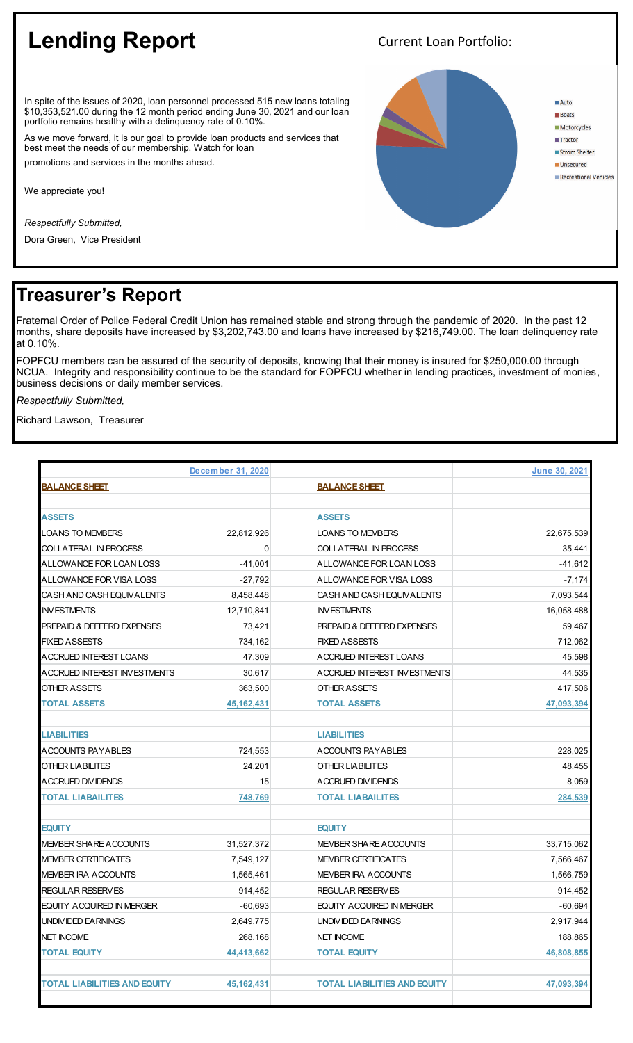# Lending Report

In spite of the issues of 2020, loan personnel processed 515 new loans totaling $10,353,521.00 during the 12 month period ending June 30, 2021 and our loan portfolio remains healthy with a delinquency rate of 0.10%.

As we move forward, it is our goal to provide loan products and services that best meet the needs of our membership. Watch for loan promotions and services in the months ahead.

We appreciate you!

*Respectfully Submitted,*

Dora Green, Vice President

Current Loan Portfolio:

Auto
Boats
Motorcycles
Tractor
Strom Shelter
Unsecured
Recreational Vehicles

# Treasurer's Report

Fraternal Order of Police Federal Credit Union has remained stable and strong through the pandemic of 2020. In the past 12 months, share deposits have increased by $3,202,743.00 and loans have increased by $216,749.00. The loan delinquency rate at 0.10%.

FOPFCU members can be assured of the security of deposits, knowing that their money is insured for $250,000.00 through NCUA. Integrity and responsibility continue to be the standard for FOPFCU whether in lending practices, investment of monies, business decisions or daily member services.

*Respectfully Submitted,*

Richard Lawson, Treasurer

| | December 31, 2020 | | June 30, 2021 |
|---|---|---|---|
| BALANCE SHEET | | BALANCE SHEET | |
| | | | |
| ASSETS | | ASSETS | |
| LOANS TO MEMBERS | 22,812,926 | LOANS TO MEMBERS | 22,675,539 |
| COLLATERAL IN PROCESS | 0 | COLLATERAL IN PROCESS | 35,441 |
| ALLOWANCE FOR LOAN LOSS | -41,001 | ALLOWANCE FOR LOAN LOSS | -41,612 |
| ALLOWANCE FOR VISA LOSS | -27,792 | ALLOWANCE FOR VISA LOSS | -7,174 |
| CASH AND CASH EQUIVALENTS | 8,458,448 | CASH AND CASH EQUIVALENTS | 7,093,544 |
| INVESTMENTS | 12,710,841 | INVESTMENTS | 16,058,488 |
| PREPAID & DEFFERD EXPENSES | 73,421 | PREPAID & DEFFERD EXPENSES | 59,467 |
| FIXED ASSESTS | 734,162 | FIXED ASSESTS | 712,062 |
| ACCRUED INTEREST LOANS | 47,309 | ACCRUED INTEREST LOANS | 45,598 |
| ACCRUED INTEREST INVESTMENTS | 30,617 | ACCRUED INTEREST INVESTMENTS | 44,535 |
| OTHER ASSETS | 363,500 | OTHER ASSETS | 417,506 |
| TOTAL ASSETS | 45,162,431 | TOTAL ASSETS | 47,093,394 |
| | | | |
| LIABILITIES | | LIABILITIES | |
| ACCOUNTS PAYABLES | 724,553 | ACCOUNTS PAYABLES | 228,025 |
| OTHER LIABILITES | 24,201 | OTHER LIABILITES | 48,455 |
| ACCRUED DIVIDENDS | 15 | ACCRUED DIVIDENDS | 8,059 |
| TOTAL LIABAILITES | 748,769 | TOTAL LIABAILITES | 284,539 |
| | | | |
| EQUITY | | EQUITY | |
| MEMBER SHARE ACCOUNTS | 31,527,372 | MEMBER SHARE ACCOUNTS | 33,715,062 |
| MEMBER CERTIFICATES | 7,549,127 | MEMBER CERTIFICATES | 7,566,467 |
| MEMBER IRA ACCOUNTS | 1,565,461 | MEMBER IRA ACCOUNTS | 1,566,759 |
| REGULAR RESERVES | 914,452 | REGULAR RESERVES | 914,452 |
| EQUITY ACQUIRED IN MERGER | -60,693 | EQUITY ACQUIRED IN MERGER | -60,694 |
| UNDIVIDED EARNINGS | 2,649,775 | UNDIVIDED EARNINGS | 2,917,944 |
| NET INCOME | 268,168 | NET INCOME | 188,865 |
| TOTAL EQUITY | 44,413,662 | TOTAL EQUITY | 46,808,855 |
| | | | |
| TOTAL LIABILITIES AND EQUITY | 45,162,431 | TOTAL LIABILITIES AND EQUITY | 47,093,394 |